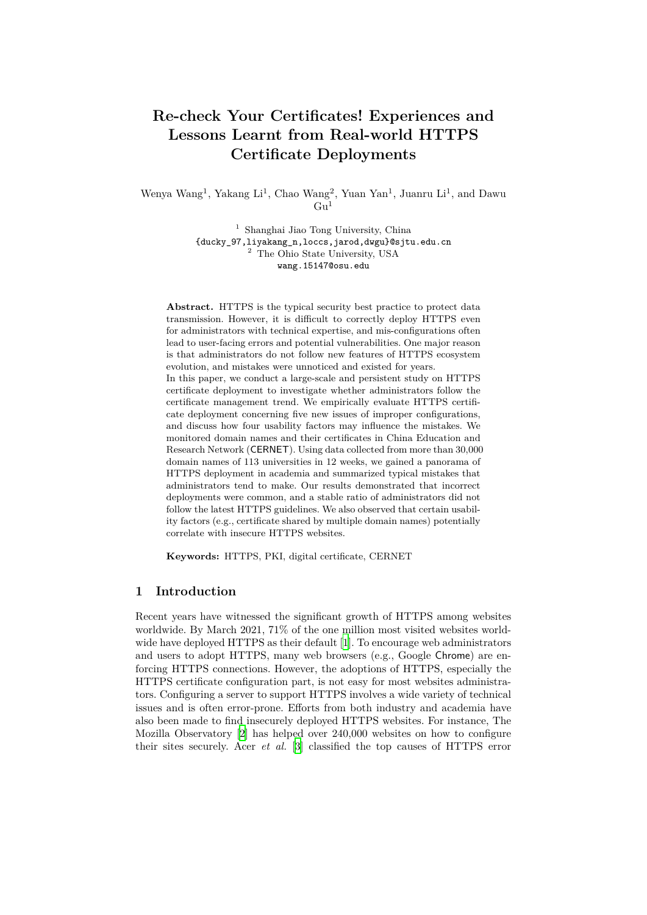# Re-check Your Certificates! Experiences and Lessons Learnt from Real-world HTTPS Certificate Deployments

Wenya Wang[1], Yakang Li[1], Chao Wang[2], Yuan Yan[1], Juanru Li[1], and Dawu Gu[1]

[1] Shanghai Jiao Tong University, China
{ducky_97,liyakang_n,loccs,jarod,dwgu}@sjtu.edu.cn
[2] The Ohio State University, USA
wang.15147@osu.edu

**Abstract.** HTTPS is the typical security best practice to protect data transmission. However, it is difficult to correctly deploy HTTPS even for administrators with technical expertise, and mis-configurations often lead to user-facing errors and potential vulnerabilities. One major reason is that administrators do not follow new features of HTTPS ecosystem evolution, and mistakes were unnoticed and existed for years.
In this paper, we conduct a large-scale and persistent study on HTTPS certificate deployment to investigate whether administrators follow the certificate management trend. We empirically evaluate HTTPS certificate deployment concerning five new issues of improper configurations, and discuss how four usability factors may influence the mistakes. We monitored domain names and their certificates in China Education and Research Network (CERNET). Using data collected from more than 30,000 domain names of 113 universities in 12 weeks, we gained a panorama of HTTPS deployment in academia and summarized typical mistakes that administrators tend to make. Our results demonstrated that incorrect deployments were common, and a stable ratio of administrators did not follow the latest HTTPS guidelines. We also observed that certain usability factors (e.g., certificate shared by multiple domain names) potentially correlate with insecure HTTPS websites.

**Keywords:** HTTPS, PKI, digital certificate, CERNET

## 1 Introduction

Recent years have witnessed the significant growth of HTTPS among websites worldwide. By March 2021, 71% of the one million most visited websites worldwide have deployed HTTPS as their default [1]. To encourage web administrators and users to adopt HTTPS, many web browsers (e.g., Google Chrome) are enforcing HTTPS connections. However, the adoptions of HTTPS, especially the HTTPS certificate configuration part, is not easy for most websites administrators. Configuring a server to support HTTPS involves a wide variety of technical issues and is often error-prone. Efforts from both industry and academia have also been made to find insecurely deployed HTTPS websites. For instance, The Mozilla Observatory [2] has helped over 240,000 websites on how to configure their sites securely. Acer *et al.* [3] classified the top causes of HTTPS error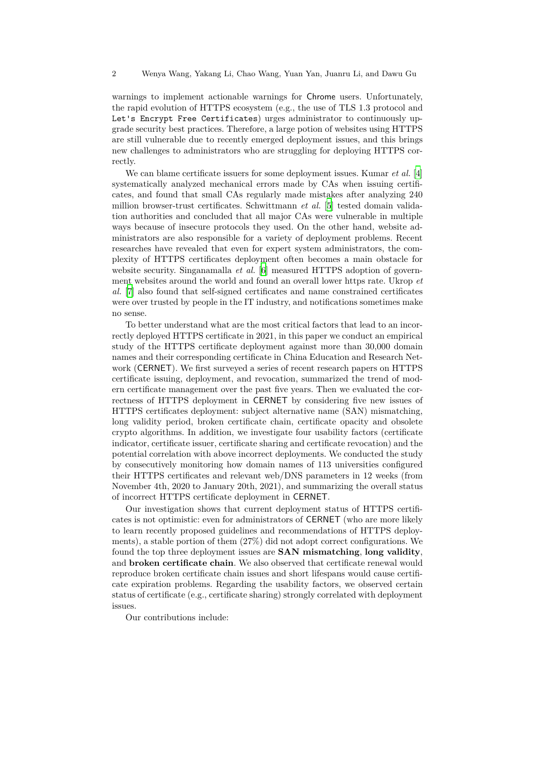warnings to implement actionable warnings for Chrome users. Unfortunately, the rapid evolution of HTTPS ecosystem (e.g., the use of TLS 1.3 protocol and `Let's Encrypt Free Certificates`) urges administrator to continuously upgrade security best practices. Therefore, a large potion of websites using HTTPS are still vulnerable due to recently emerged deployment issues, and this brings new challenges to administrators who are struggling for deploying HTTPS correctly.

We can blame certificate issuers for some deployment issues. Kumar *et al.* [4] systematically analyzed mechanical errors made by CAs when issuing certificates, and found that small CAs regularly made mistakes after analyzing 240 million browser-trust certificates. Schwittmann *et al.* [5] tested domain validation authorities and concluded that all major CAs were vulnerable in multiple ways because of insecure protocols they used. On the other hand, website administrators are also responsible for a variety of deployment problems. Recent researches have revealed that even for expert system administrators, the complexity of HTTPS certificates deployment often becomes a main obstacle for website security. Singanamalla *et al.* [6] measured HTTPS adoption of government websites around the world and found an overall lower https rate. Ukrop *et al.* [7] also found that self-signed certificates and name constrained certificates were over trusted by people in the IT industry, and notifications sometimes make no sense.

To better understand what are the most critical factors that lead to an incorrectly deployed HTTPS certificate in 2021, in this paper we conduct an empirical study of the HTTPS certificate deployment against more than 30,000 domain names and their corresponding certificate in China Education and Research Network (CERNET). We first surveyed a series of recent research papers on HTTPS certificate issuing, deployment, and revocation, summarized the trend of modern certificate management over the past five years. Then we evaluated the correctness of HTTPS deployment in CERNET by considering five new issues of HTTPS certificates deployment: subject alternative name (SAN) mismatching, long validity period, broken certificate chain, certificate opacity and obsolete crypto algorithms. In addition, we investigate four usability factors (certificate indicator, certificate issuer, certificate sharing and certificate revocation) and the potential correlation with above incorrect deployments. We conducted the study by consecutively monitoring how domain names of 113 universities configured their HTTPS certificates and relevant web/DNS parameters in 12 weeks (from November 4th, 2020 to January 20th, 2021), and summarizing the overall status of incorrect HTTPS certificate deployment in CERNET.

Our investigation shows that current deployment status of HTTPS certificates is not optimistic: even for administrators of CERNET (who are more likely to learn recently proposed guidelines and recommendations of HTTPS deployments), a stable portion of them (27%) did not adopt correct configurations. We found the top three deployment issues are **SAN mismatching**, **long validity**, and **broken certificate chain**. We also observed that certificate renewal would reproduce broken certificate chain issues and short lifespans would cause certificate expiration problems. Regarding the usability factors, we observed certain status of certificate (e.g., certificate sharing) strongly correlated with deployment issues.

Our contributions include: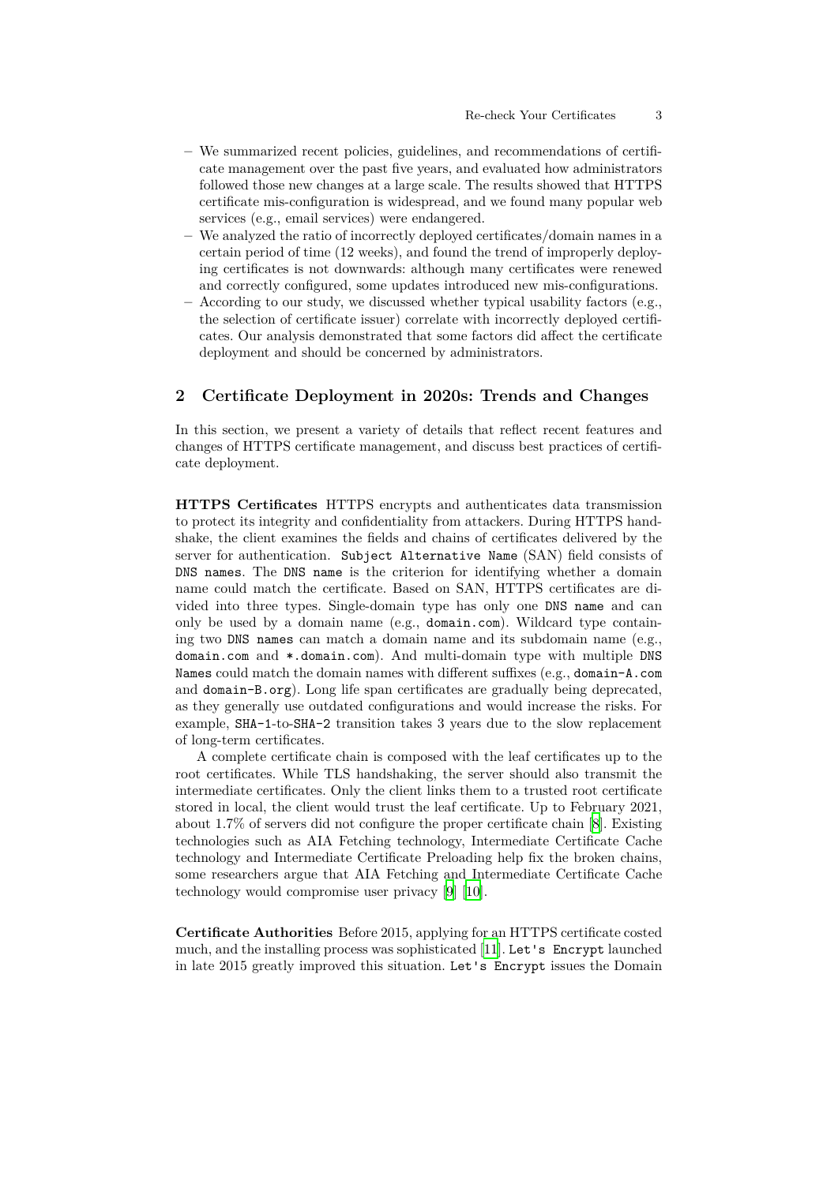- We summarized recent policies, guidelines, and recommendations of certificate management over the past five years, and evaluated how administrators followed those new changes at a large scale. The results showed that HTTPS certificate mis-configuration is widespread, and we found many popular web services (e.g., email services) were endangered.
- We analyzed the ratio of incorrectly deployed certificates/domain names in a certain period of time (12 weeks), and found the trend of improperly deploying certificates is not downwards: although many certificates were renewed and correctly configured, some updates introduced new mis-configurations.
- According to our study, we discussed whether typical usability factors (e.g., the selection of certificate issuer) correlate with incorrectly deployed certificates. Our analysis demonstrated that some factors did affect the certificate deployment and should be concerned by administrators.

## 2 Certificate Deployment in 2020s: Trends and Changes

In this section, we present a variety of details that reflect recent features and changes of HTTPS certificate management, and discuss best practices of certificate deployment.

**HTTPS Certificates** HTTPS encrypts and authenticates data transmission to protect its integrity and confidentiality from attackers. During HTTPS handshake, the client examines the fields and chains of certificates delivered by the server for authentication. `Subject Alternative Name` (SAN) field consists of `DNS names`. The `DNS name` is the criterion for identifying whether a domain name could match the certificate. Based on SAN, HTTPS certificates are divided into three types. Single-domain type has only one `DNS name` and can only be used by a domain name (e.g., `domain.com`). Wildcard type containing two `DNS names` can match a domain name and its subdomain name (e.g., `domain.com` and `*.domain.com`). And multi-domain type with multiple `DNS Names` could match the domain names with different suffixes (e.g., `domain-A.com` and `domain-B.org`). Long life span certificates are gradually being deprecated, as they generally use outdated configurations and would increase the risks. For example, `SHA-1`-to-`SHA-2` transition takes 3 years due to the slow replacement of long-term certificates.

A complete certificate chain is composed with the leaf certificates up to the root certificates. While TLS handshaking, the server should also transmit the intermediate certificates. Only the client links them to a trusted root certificate stored in local, the client would trust the leaf certificate. Up to February 2021, about 1.7% of servers did not configure the proper certificate chain [8]. Existing technologies such as AIA Fetching technology, Intermediate Certificate Cache technology and Intermediate Certificate Preloading help fix the broken chains, some researchers argue that AIA Fetching and Intermediate Certificate Cache technology would compromise user privacy [9] [10].

**Certificate Authorities** Before 2015, applying for an HTTPS certificate costed much, and the installing process was sophisticated [11]. `Let's Encrypt` launched in late 2015 greatly improved this situation. `Let's Encrypt` issues the Domain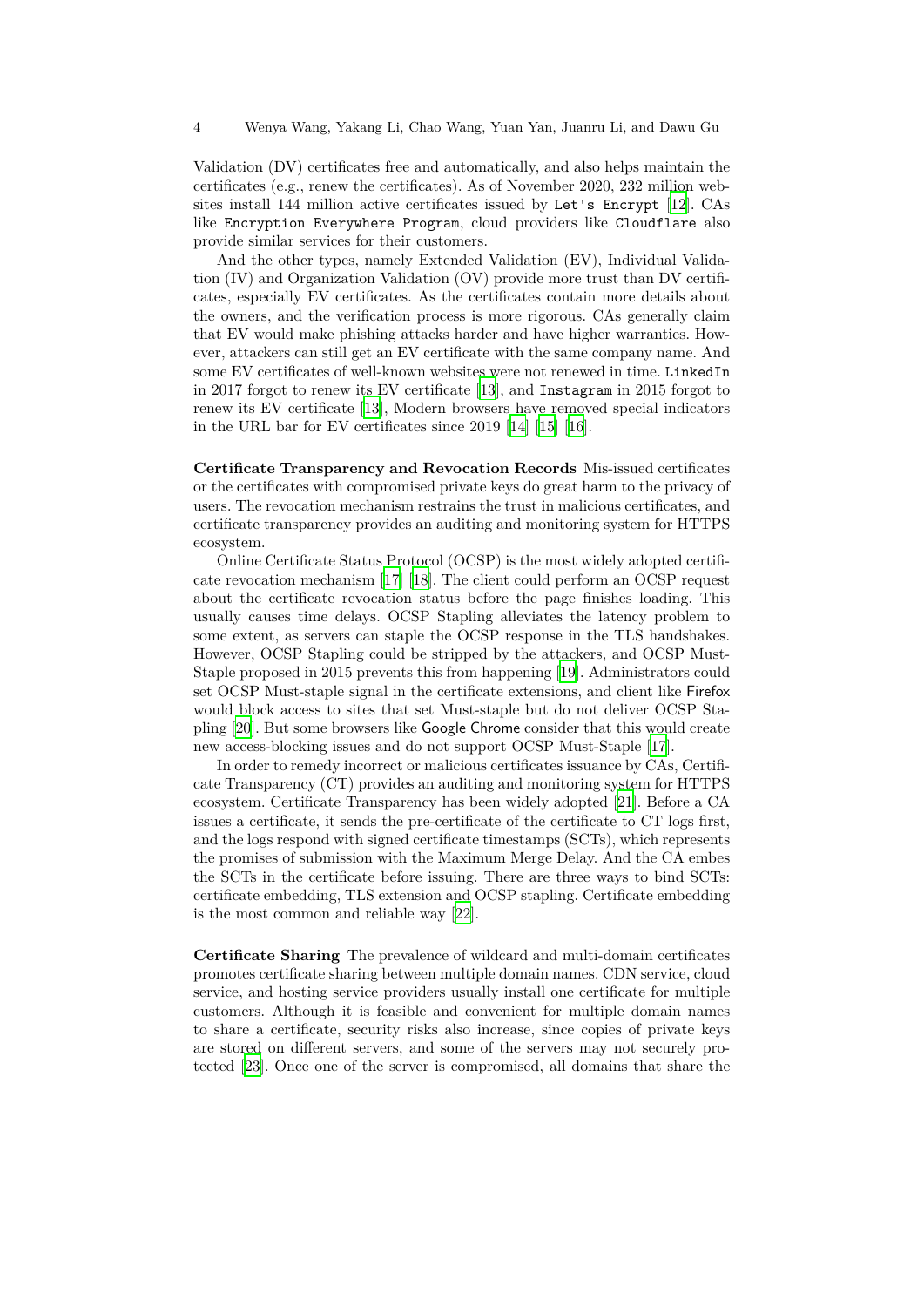Validation (DV) certificates free and automatically, and also helps maintain the certificates (e.g., renew the certificates). As of November 2020, 232 million websites install 144 million active certificates issued by `Let's Encrypt` [12]. CAs like `Encryption Everywhere Program`, cloud providers like `Cloudflare` also provide similar services for their customers.

And the other types, namely Extended Validation (EV), Individual Validation (IV) and Organization Validation (OV) provide more trust than DV certificates, especially EV certificates. As the certificates contain more details about the owners, and the verification process is more rigorous. CAs generally claim that EV would make phishing attacks harder and have higher warranties. However, attackers can still get an EV certificate with the same company name. And some EV certificates of well-known websites were not renewed in time. `LinkedIn` in 2017 forgot to renew its EV certificate [13], and `Instagram` in 2015 forgot to renew its EV certificate [13], Modern browsers have removed special indicators in the URL bar for EV certificates since 2019 [14] [15] [16].

**Certificate Transparency and Revocation Records** Mis-issued certificates or the certificates with compromised private keys do great harm to the privacy of users. The revocation mechanism restrains the trust in malicious certificates, and certificate transparency provides an auditing and monitoring system for HTTPS ecosystem.

Online Certificate Status Protocol (OCSP) is the most widely adopted certificate revocation mechanism [17] [18]. The client could perform an OCSP request about the certificate revocation status before the page finishes loading. This usually causes time delays. OCSP Stapling alleviates the latency problem to some extent, as servers can staple the OCSP response in the TLS handshakes. However, OCSP Stapling could be stripped by the attackers, and OCSP Must-Staple proposed in 2015 prevents this from happening [19]. Administrators could set OCSP Must-staple signal in the certificate extensions, and client like Firefox would block access to sites that set Must-staple but do not deliver OCSP Stapling [20]. But some browsers like Google Chrome consider that this would create new access-blocking issues and do not support OCSP Must-Staple [17].

In order to remedy incorrect or malicious certificates issuance by CAs, Certificate Transparency (CT) provides an auditing and monitoring system for HTTPS ecosystem. Certificate Transparency has been widely adopted [21]. Before a CA issues a certificate, it sends the pre-certificate of the certificate to CT logs first, and the logs respond with signed certificate timestamps (SCTs), which represents the promises of submission with the Maximum Merge Delay. And the CA embes the SCTs in the certificate before issuing. There are three ways to bind SCTs: certificate embedding, TLS extension and OCSP stapling. Certificate embedding is the most common and reliable way [22].

**Certificate Sharing** The prevalence of wildcard and multi-domain certificates promotes certificate sharing between multiple domain names. CDN service, cloud service, and hosting service providers usually install one certificate for multiple customers. Although it is feasible and convenient for multiple domain names to share a certificate, security risks also increase, since copies of private keys are stored on different servers, and some of the servers may not securely protected [23]. Once one of the server is compromised, all domains that share the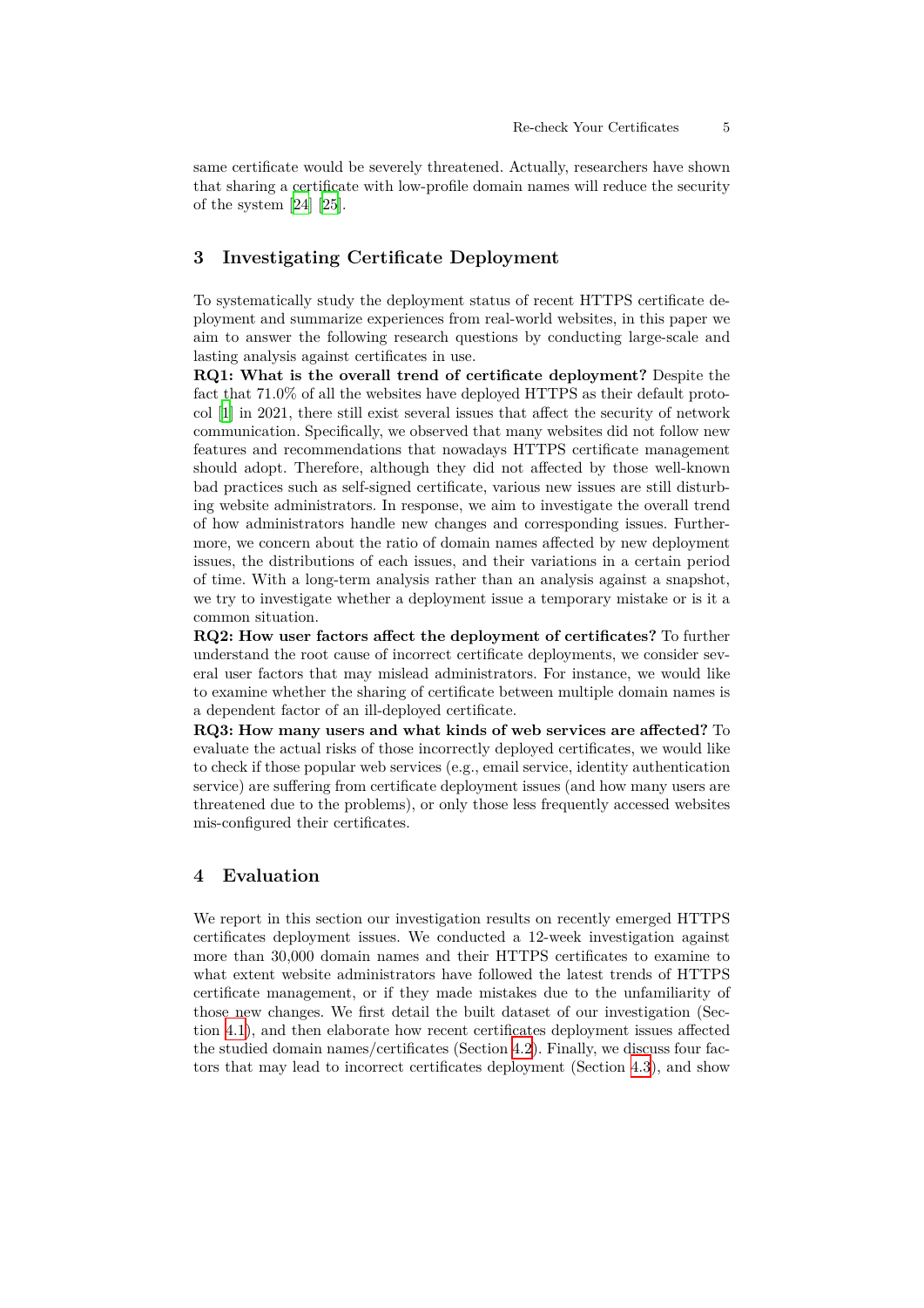same certificate would be severely threatened. Actually, researchers have shown that sharing a certificate with low-profile domain names will reduce the security of the system [24] [25].

## 3 Investigating Certificate Deployment

To systematically study the deployment status of recent HTTPS certificate deployment and summarize experiences from real-world websites, in this paper we aim to answer the following research questions by conducting large-scale and lasting analysis against certificates in use.

**RQ1: What is the overall trend of certificate deployment?** Despite the fact that 71.0% of all the websites have deployed HTTPS as their default protocol [1] in 2021, there still exist several issues that affect the security of network communication. Specifically, we observed that many websites did not follow new features and recommendations that nowadays HTTPS certificate management should adopt. Therefore, although they did not affected by those well-known bad practices such as self-signed certificate, various new issues are still disturbing website administrators. In response, we aim to investigate the overall trend of how administrators handle new changes and corresponding issues. Furthermore, we concern about the ratio of domain names affected by new deployment issues, the distributions of each issues, and their variations in a certain period of time. With a long-term analysis rather than an analysis against a snapshot, we try to investigate whether a deployment issue a temporary mistake or is it a common situation.

**RQ2: How user factors affect the deployment of certificates?** To further understand the root cause of incorrect certificate deployments, we consider several user factors that may mislead administrators. For instance, we would like to examine whether the sharing of certificate between multiple domain names is a dependent factor of an ill-deployed certificate.

**RQ3: How many users and what kinds of web services are affected?** To evaluate the actual risks of those incorrectly deployed certificates, we would like to check if those popular web services (e.g., email service, identity authentication service) are suffering from certificate deployment issues (and how many users are threatened due to the problems), or only those less frequently accessed websites mis-configured their certificates.

## 4 Evaluation

We report in this section our investigation results on recently emerged HTTPS certificates deployment issues. We conducted a 12-week investigation against more than 30,000 domain names and their HTTPS certificates to examine to what extent website administrators have followed the latest trends of HTTPS certificate management, or if they made mistakes due to the unfamiliarity of those new changes. We first detail the built dataset of our investigation (Section 4.1), and then elaborate how recent certificates deployment issues affected the studied domain names/certificates (Section 4.2). Finally, we discuss four factors that may lead to incorrect certificates deployment (Section 4.3), and show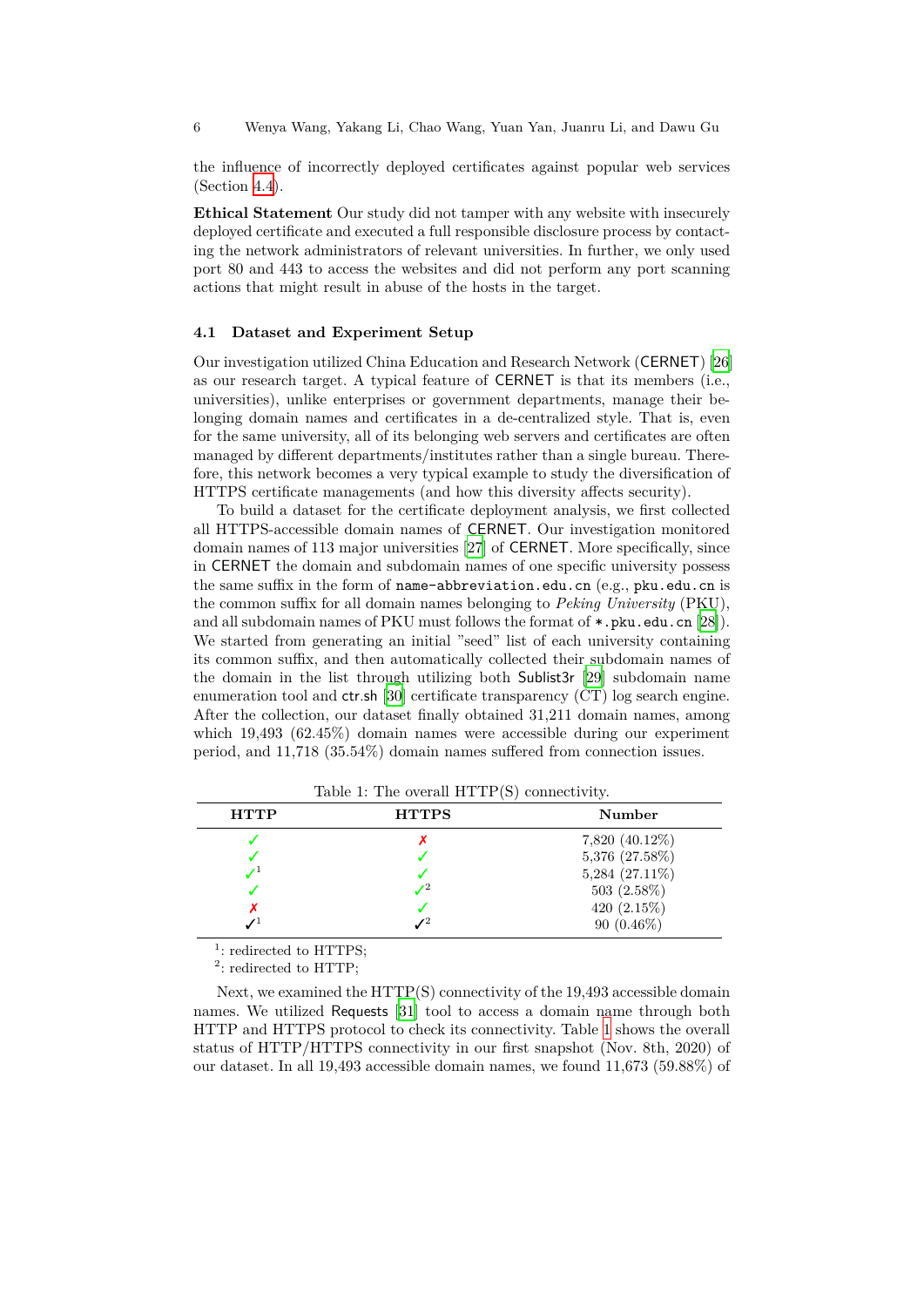the influence of incorrectly deployed certificates against popular web services (Section 4.4).

**Ethical Statement** Our study did not tamper with any website with insecurely deployed certificate and executed a full responsible disclosure process by contacting the network administrators of relevant universities. In further, we only used port 80 and 443 to access the websites and did not perform any port scanning actions that might result in abuse of the hosts in the target.

### 4.1 Dataset and Experiment Setup

Our investigation utilized China Education and Research Network (CERNET) [26] as our research target. A typical feature of CERNET is that its members (i.e., universities), unlike enterprises or government departments, manage their belonging domain names and certificates in a de-centralized style. That is, even for the same university, all of its belonging web servers and certificates are often managed by different departments/institutes rather than a single bureau. Therefore, this network becomes a very typical example to study the diversification of HTTPS certificate managements (and how this diversity affects security).

To build a dataset for the certificate deployment analysis, we first collected all HTTPS-accessible domain names of CERNET. Our investigation monitored domain names of 113 major universities [27] of CERNET. More specifically, since in CERNET the domain and subdomain names of one specific university possess the same suffix in the form of `name-abbreviation.edu.cn` (e.g., `pku.edu.cn` is the common suffix for all domain names belonging to *Peking University* (PKU), and all subdomain names of PKU must follows the format of `*.pku.edu.cn` [28]). We started from generating an initial "seed" list of each university containing its common suffix, and then automatically collected their subdomain names of the domain in the list through utilizing both Sublist3r [29] subdomain name enumeration tool and ctr.sh [30] certificate transparency (CT) log search engine. After the collection, our dataset finally obtained 31,211 domain names, among which 19,493 (62.45%) domain names were accessible during our experiment period, and 11,718 (35.54%) domain names suffered from connection issues.

Table 1: The overall HTTP(S) connectivity.

| HTTP | HTTPS | Number |
|---|---|---|
| ✓ | ✗ | 7,820 (40.12%) |
| ✓ | ✓ | 5,376 (27.58%) |
| ✓[1] | ✓ | 5,284 (27.11%) |
| ✓ | ✓[2] | 503 (2.58%) |
| ✗ | ✓ | 420 (2.15%) |
| ✓[1] | ✓[2] | 90 (0.46%) |

[1]: redirected to HTTPS;
[2]: redirected to HTTP;

Next, we examined the HTTP(S) connectivity of the 19,493 accessible domain names. We utilized Requests [31] tool to access a domain name through both HTTP and HTTPS protocol to check its connectivity. Table 1 shows the overall status of HTTP/HTTPS connectivity in our first snapshot (Nov. 8th, 2020) of our dataset. In all 19,493 accessible domain names, we found 11,673 (59.88%) of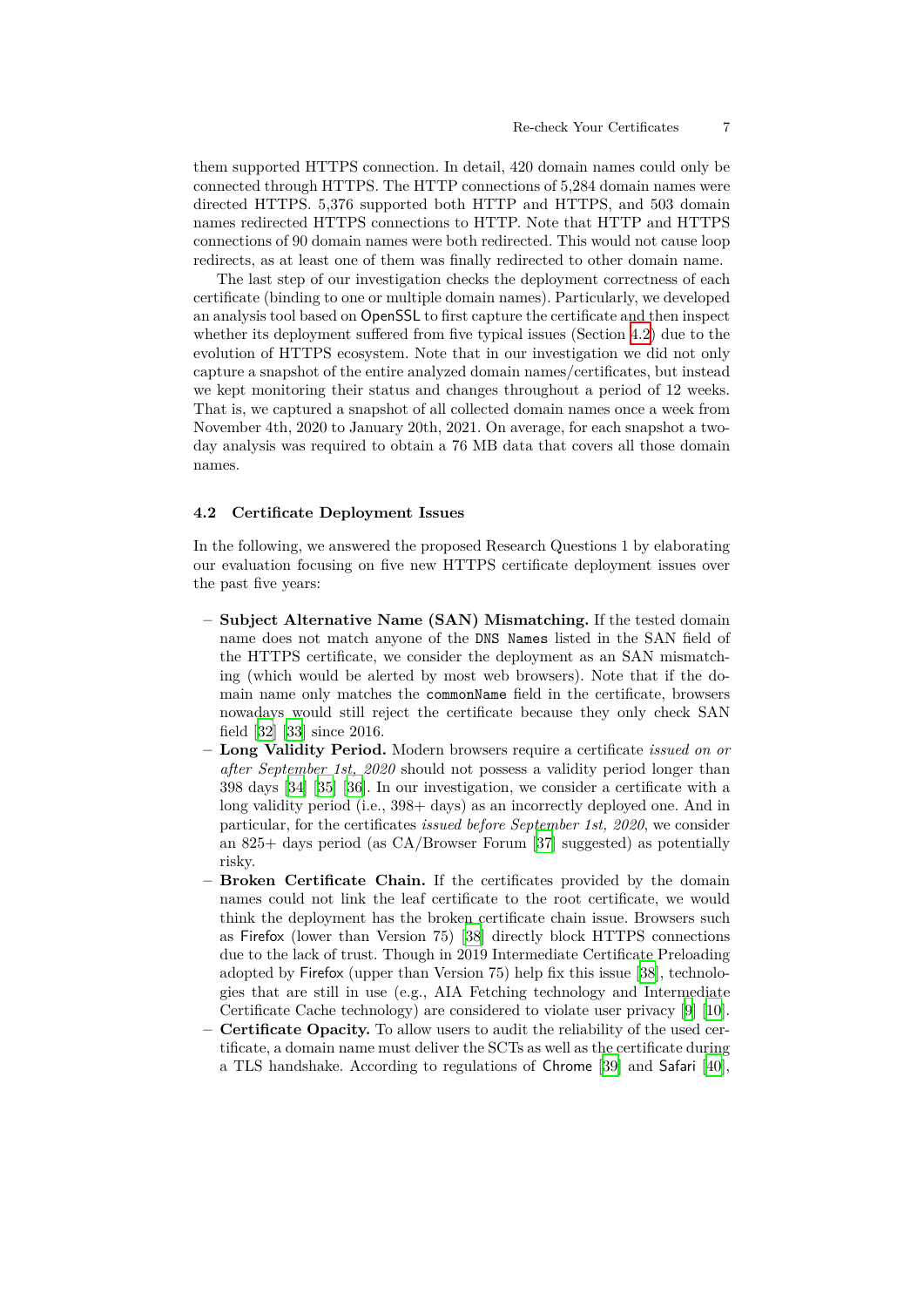them supported HTTPS connection. In detail, 420 domain names could only be connected through HTTPS. The HTTP connections of 5,284 domain names were directed HTTPS. 5,376 supported both HTTP and HTTPS, and 503 domain names redirected HTTPS connections to HTTP. Note that HTTP and HTTPS connections of 90 domain names were both redirected. This would not cause loop redirects, as at least one of them was finally redirected to other domain name.

The last step of our investigation checks the deployment correctness of each certificate (binding to one or multiple domain names). Particularly, we developed an analysis tool based on OpenSSL to first capture the certificate and then inspect whether its deployment suffered from five typical issues (Section 4.2) due to the evolution of HTTPS ecosystem. Note that in our investigation we did not only capture a snapshot of the entire analyzed domain names/certificates, but instead we kept monitoring their status and changes throughout a period of 12 weeks. That is, we captured a snapshot of all collected domain names once a week from November 4th, 2020 to January 20th, 2021. On average, for each snapshot a two-day analysis was required to obtain a 76 MB data that covers all those domain names.

### 4.2 Certificate Deployment Issues

In the following, we answered the proposed Research Questions 1 by elaborating our evaluation focusing on five new HTTPS certificate deployment issues over the past five years:

- **Subject Alternative Name (SAN) Mismatching.** If the tested domain name does not match anyone of the `DNS Names` listed in the SAN field of the HTTPS certificate, we consider the deployment as an SAN mismatching (which would be alerted by most web browsers). Note that if the domain name only matches the `commonName` field in the certificate, browsers nowadays would still reject the certificate because they only check SAN field [32] [33] since 2016.
- **Long Validity Period.** Modern browsers require a certificate *issued on or after September 1st, 2020* should not possess a validity period longer than 398 days [34] [35] [36]. In our investigation, we consider a certificate with a long validity period (i.e., 398+ days) as an incorrectly deployed one. And in particular, for the certificates *issued before September 1st, 2020*, we consider an 825+ days period (as CA/Browser Forum [37] suggested) as potentially risky.
- **Broken Certificate Chain.** If the certificates provided by the domain names could not link the leaf certificate to the root certificate, we would think the deployment has the broken certificate chain issue. Browsers such as Firefox (lower than Version 75) [38] directly block HTTPS connections due to the lack of trust. Though in 2019 Intermediate Certificate Preloading adopted by Firefox (upper than Version 75) help fix this issue [38], technologies that are still in use (e.g., AIA Fetching technology and Intermediate Certificate Cache technology) are considered to violate user privacy [9] [10].
- **Certificate Opacity.** To allow users to audit the reliability of the used certificate, a domain name must deliver the SCTs as well as the certificate during a TLS handshake. According to regulations of Chrome [39] and Safari [40],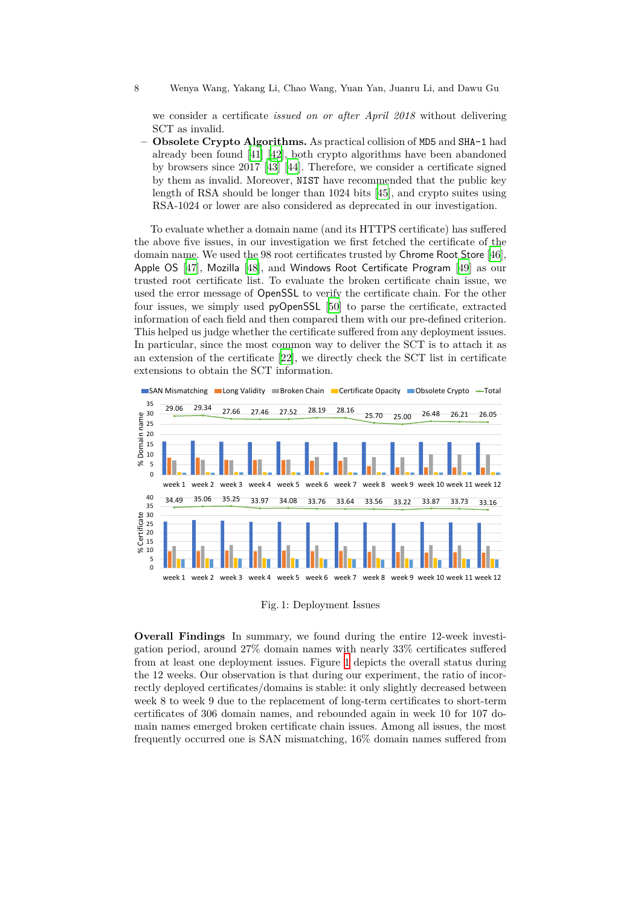we consider a certificate *issued on or after April 2018* without delivering SCT as invalid.

– **Obsolete Crypto Algorithms.** As practical collision of MD5 and SHA-1 had already been found [41] [42], both crypto algorithms have been abandoned by browsers since 2017 [43] [44]. Therefore, we consider a certificate signed by them as invalid. Moreover, NIST have recommended that the public key length of RSA should be longer than 1024 bits [45], and crypto suites using RSA-1024 or lower are also considered as deprecated in our investigation.

To evaluate whether a domain name (and its HTTPS certificate) has suffered the above five issues, in our investigation we first fetched the certificate of the domain name. We used the 98 root certificates trusted by Chrome Root Store [46], Apple OS [47], Mozilla [48], and Windows Root Certificate Program [49] as our trusted root certificate list. To evaluate the broken certificate chain issue, we used the error message of OpenSSL to verify the certificate chain. For the other four issues, we simply used pyOpenSSL [50] to parse the certificate, extracted information of each field and then compared them with our pre-defined criterion. This helped us judge whether the certificate suffered from any deployment issues. In particular, since the most common way to deliver the SCT is to attach it as an extension of the certificate [22], we directly check the SCT list in certificate extensions to obtain the SCT information.

Fig. 1: Deployment Issues

**Overall Findings** In summary, we found during the entire 12-week investigation period, around 27% domain names with nearly 33% certificates suffered from at least one deployment issues. Figure 1 depicts the overall status during the 12 weeks. Our observation is that during our experiment, the ratio of incorrectly deployed certificates/domains is stable: it only slightly decreased between week 8 to week 9 due to the replacement of long-term certificates to short-term certificates of 306 domain names, and rebounded again in week 10 for 107 domain names emerged broken certificate chain issues. Among all issues, the most frequently occurred one is SAN mismatching, 16% domain names suffered from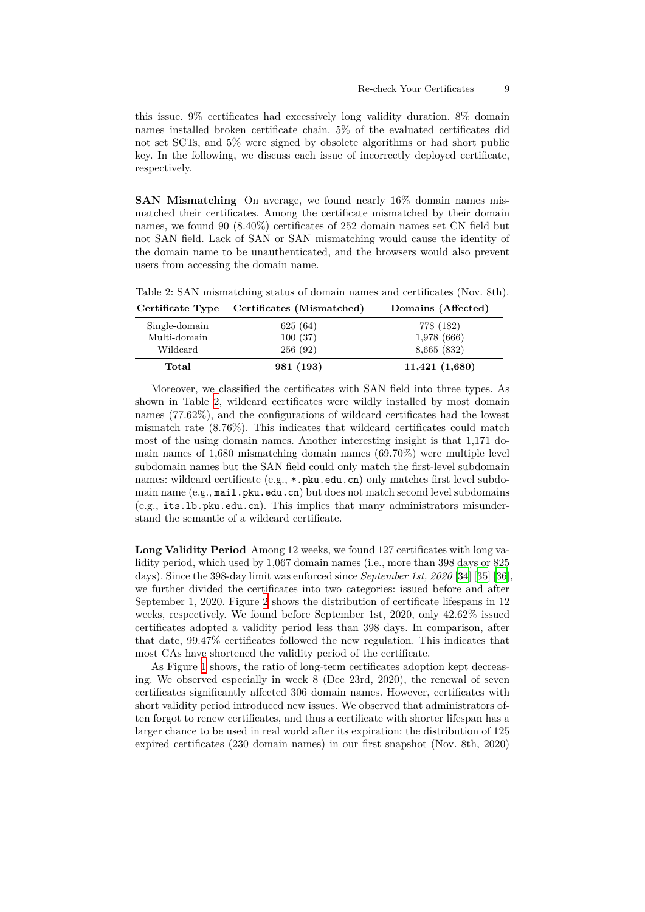this issue. 9% certificates had excessively long validity duration. 8% domain names installed broken certificate chain. 5% of the evaluated certificates did not set SCTs, and 5% were signed by obsolete algorithms or had short public key. In the following, we discuss each issue of incorrectly deployed certificate, respectively.

**SAN Mismatching** On average, we found nearly 16% domain names mismatched their certificates. Among the certificate mismatched by their domain names, we found 90 (8.40%) certificates of 252 domain names set CN field but not SAN field. Lack of SAN or SAN mismatching would cause the identity of the domain name to be unauthenticated, and the browsers would also prevent users from accessing the domain name.

Table 2: SAN mismatching status of domain names and certificates (Nov. 8th).

| Certificate Type | Certificates (Mismatched) | Domains (Affected) |
|---|---|---|
| Single-domain | 625 (64) | 778 (182) |
| Multi-domain | 100 (37) | 1,978 (666) |
| Wildcard | 256 (92) | 8,665 (832) |
| **Total** | **981 (193)** | **11,421 (1,680)** |

Moreover, we classified the certificates with SAN field into three types. As shown in Table 2, wildcard certificates were wildly installed by most domain names (77.62%), and the configurations of wildcard certificates had the lowest mismatch rate (8.76%). This indicates that wildcard certificates could match most of the using domain names. Another interesting insight is that 1,171 domain names of 1,680 mismatching domain names (69.70%) were multiple level subdomain names but the SAN field could only match the first-level subdomain names: wildcard certificate (e.g., `*.pku.edu.cn`) only matches first level subdomain name (e.g., `mail.pku.edu.cn`) but does not match second level subdomains (e.g., `its.lb.pku.edu.cn`). This implies that many administrators misunderstand the semantic of a wildcard certificate.

**Long Validity Period** Among 12 weeks, we found 127 certificates with long validity period, which used by 1,067 domain names (i.e., more than 398 days or 825 days). Since the 398-day limit was enforced since *September 1st, 2020* [34] [35] [36], we further divided the certificates into two categories: issued before and after September 1, 2020. Figure 2 shows the distribution of certificate lifespans in 12 weeks, respectively. We found before September 1st, 2020, only 42.62% issued certificates adopted a validity period less than 398 days. In comparison, after that date, 99.47% certificates followed the new regulation. This indicates that most CAs have shortened the validity period of the certificate.

As Figure 1 shows, the ratio of long-term certificates adoption kept decreasing. We observed especially in week 8 (Dec 23rd, 2020), the renewal of seven certificates significantly affected 306 domain names. However, certificates with short validity period introduced new issues. We observed that administrators often forgot to renew certificates, and thus a certificate with shorter lifespan has a larger chance to be used in real world after its expiration: the distribution of 125 expired certificates (230 domain names) in our first snapshot (Nov. 8th, 2020)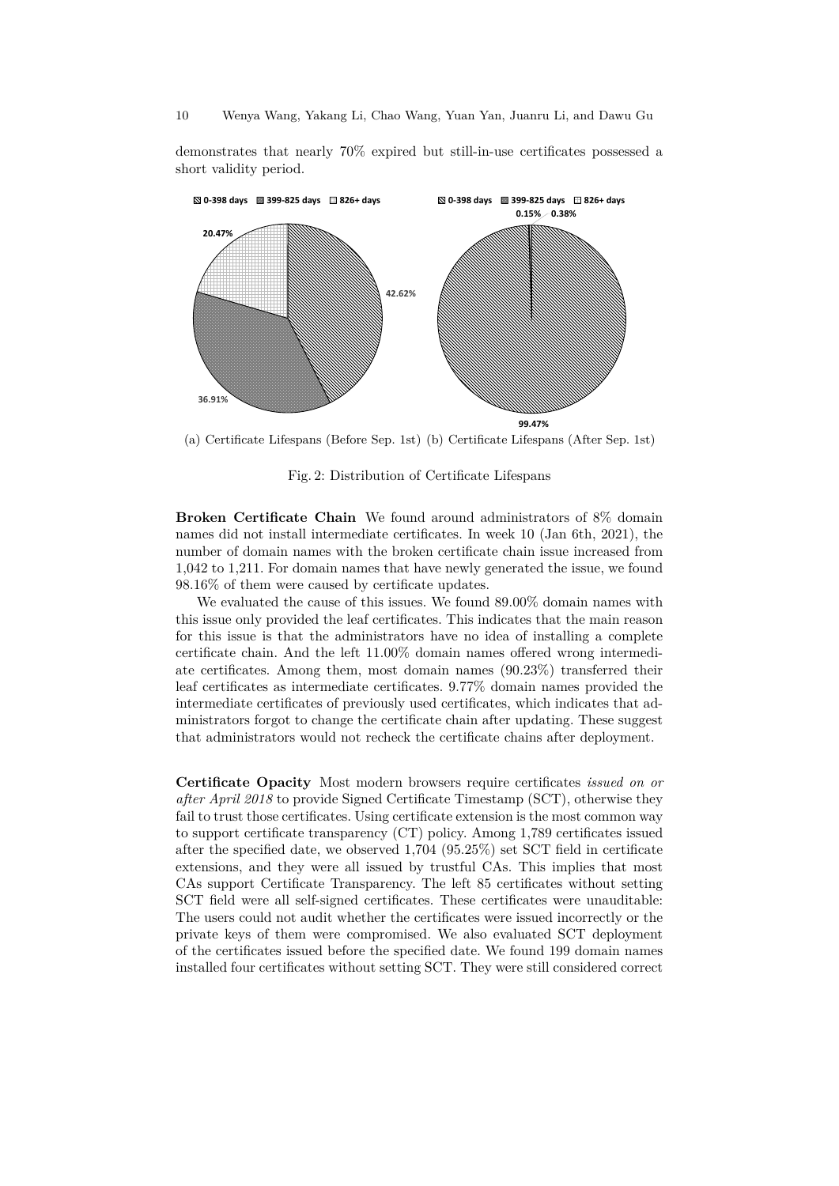demonstrates that nearly 70% expired but still-in-use certificates possessed a short validity period.

(a) Certificate Lifespans (Before Sep. 1st) (b) Certificate Lifespans (After Sep. 1st)

Fig. 2: Distribution of Certificate Lifespans

**Broken Certificate Chain** We found around administrators of 8% domain names did not install intermediate certificates. In week 10 (Jan 6th, 2021), the number of domain names with the broken certificate chain issue increased from 1,042 to 1,211. For domain names that have newly generated the issue, we found 98.16% of them were caused by certificate updates.

We evaluated the cause of this issues. We found 89.00% domain names with this issue only provided the leaf certificates. This indicates that the main reason for this issue is that the administrators have no idea of installing a complete certificate chain. And the left 11.00% domain names offered wrong intermediate certificates. Among them, most domain names (90.23%) transferred their leaf certificates as intermediate certificates. 9.77% domain names provided the intermediate certificates of previously used certificates, which indicates that administrators forgot to change the certificate chain after updating. These suggest that administrators would not recheck the certificate chains after deployment.

**Certificate Opacity** Most modern browsers require certificates *issued on or after April 2018* to provide Signed Certificate Timestamp (SCT), otherwise they fail to trust those certificates. Using certificate extension is the most common way to support certificate transparency (CT) policy. Among 1,789 certificates issued after the specified date, we observed 1,704 (95.25%) set SCT field in certificate extensions, and they were all issued by trustful CAs. This implies that most CAs support Certificate Transparency. The left 85 certificates without setting SCT field were all self-signed certificates. These certificates were unauditable: The users could not audit whether the certificates were issued incorrectly or the private keys of them were compromised. We also evaluated SCT deployment of the certificates issued before the specified date. We found 199 domain names installed four certificates without setting SCT. They were still considered correct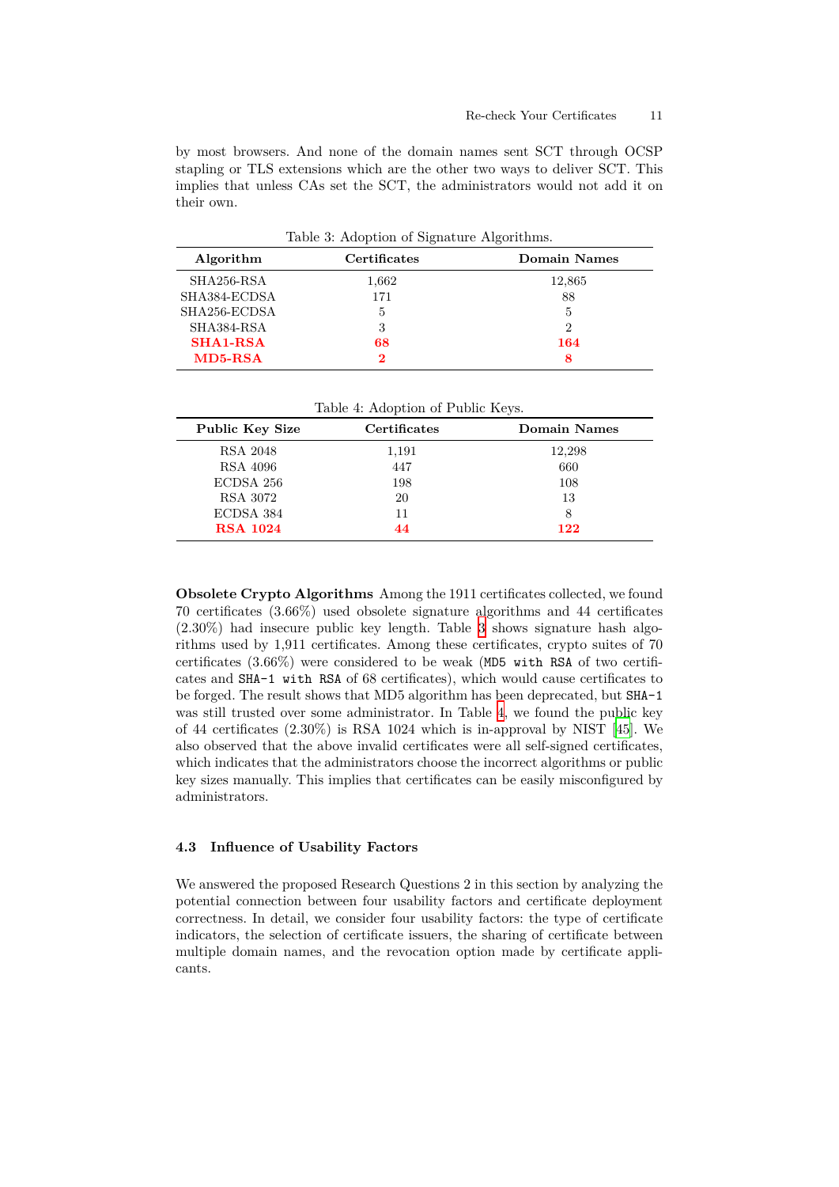by most browsers. And none of the domain names sent SCT through OCSP stapling or TLS extensions which are the other two ways to deliver SCT. This implies that unless CAs set the SCT, the administrators would not add it on their own.

Table 3: Adoption of Signature Algorithms.

| Algorithm | Certificates | Domain Names |
|---|---|---|
| SHA256-RSA | 1,662 | 12,865 |
| SHA384-ECDSA | 171 | 88 |
| SHA256-ECDSA | 5 | 5 |
| SHA384-RSA | 3 | 2 |
| **SHA1-RSA** | **68** | **164** |
| **MD5-RSA** | **2** | **8** |

Table 4: Adoption of Public Keys.

| Public Key Size | Certificates | Domain Names |
|---|---|---|
| RSA 2048 | 1,191 | 12,298 |
| RSA 4096 | 447 | 660 |
| ECDSA 256 | 198 | 108 |
| RSA 3072 | 20 | 13 |
| ECDSA 384 | 11 | 8 |
| **RSA 1024** | **44** | **122** |

**Obsolete Crypto Algorithms** Among the 1911 certificates collected, we found 70 certificates (3.66%) used obsolete signature algorithms and 44 certificates (2.30%) had insecure public key length. Table 3 shows signature hash algorithms used by 1,911 certificates. Among these certificates, crypto suites of 70 certificates (3.66%) were considered to be weak (`MD5 with RSA` of two certificates and `SHA-1 with RSA` of 68 certificates), which would cause certificates to be forged. The result shows that MD5 algorithm has been deprecated, but `SHA-1` was still trusted over some administrator. In Table 4, we found the public key of 44 certificates (2.30%) is RSA 1024 which is in-approval by NIST [45]. We also observed that the above invalid certificates were all self-signed certificates, which indicates that the administrators choose the incorrect algorithms or public key sizes manually. This implies that certificates can be easily misconfigured by administrators.

### 4.3 Influence of Usability Factors

We answered the proposed Research Questions 2 in this section by analyzing the potential connection between four usability factors and certificate deployment correctness. In detail, we consider four usability factors: the type of certificate indicators, the selection of certificate issuers, the sharing of certificate between multiple domain names, and the revocation option made by certificate applicants.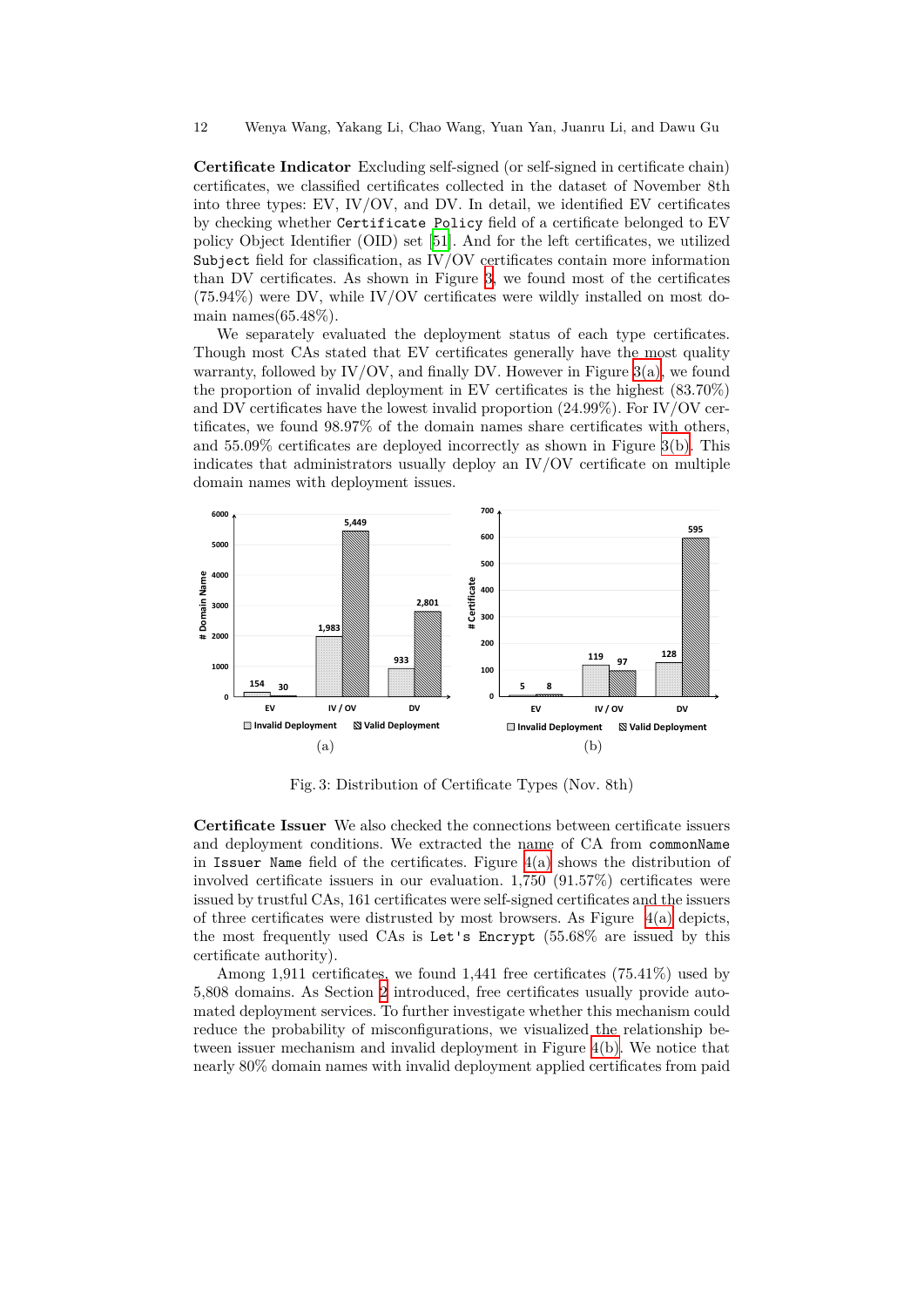**Certificate Indicator** Excluding self-signed (or self-signed in certificate chain) certificates, we classified certificates collected in the dataset of November 8th into three types: EV, IV/OV, and DV. In detail, we identified EV certificates by checking whether `Certificate Policy` field of a certificate belonged to EV policy Object Identifier (OID) set [51]. And for the left certificates, we utilized `Subject` field for classification, as IV/OV certificates contain more information than DV certificates. As shown in Figure 3, we found most of the certificates (75.94%) were DV, while IV/OV certificates were wildly installed on most domain names(65.48%).

We separately evaluated the deployment status of each type certificates. Though most CAs stated that EV certificates generally have the most quality warranty, followed by IV/OV, and finally DV. However in Figure 3(a), we found the proportion of invalid deployment in EV certificates is the highest (83.70%) and DV certificates have the lowest invalid proportion (24.99%). For IV/OV certificates, we found 98.97% of the domain names share certificates with others, and 55.09% certificates are deployed incorrectly as shown in Figure 3(b). This indicates that administrators usually deploy an IV/OV certificate on multiple domain names with deployment issues.

Fig. 3: Distribution of Certificate Types (Nov. 8th)

**Certificate Issuer** We also checked the connections between certificate issuers and deployment conditions. We extracted the name of CA from `commonName` in `Issuer Name` field of the certificates. Figure 4(a) shows the distribution of involved certificate issuers in our evaluation. 1,750 (91.57%) certificates were issued by trustful CAs, 161 certificates were self-signed certificates and the issuers of three certificates were distrusted by most browsers. As Figure 4(a) depicts, the most frequently used CAs is `Let's Encrypt` (55.68% are issued by this certificate authority).

Among 1,911 certificates, we found 1,441 free certificates (75.41%) used by 5,808 domains. As Section 2 introduced, free certificates usually provide automated deployment services. To further investigate whether this mechanism could reduce the probability of misconfigurations, we visualized the relationship between issuer mechanism and invalid deployment in Figure 4(b). We notice that nearly 80% domain names with invalid deployment applied certificates from paid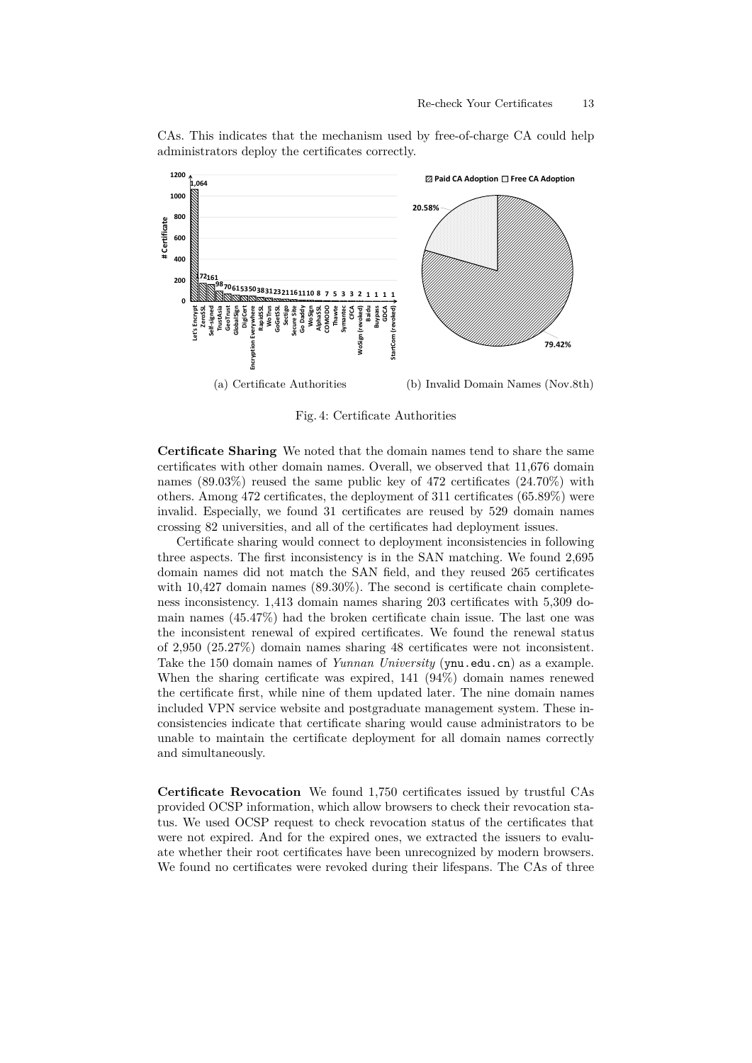CAs. This indicates that the mechanism used by free-of-charge CA could help administrators deploy the certificates correctly.

(a) Certificate Authorities

(b) Invalid Domain Names (Nov.8th)

Fig. 4: Certificate Authorities

**Certificate Sharing** We noted that the domain names tend to share the same certificates with other domain names. Overall, we observed that 11,676 domain names (89.03%) reused the same public key of 472 certificates (24.70%) with others. Among 472 certificates, the deployment of 311 certificates (65.89%) were invalid. Especially, we found 31 certificates are reused by 529 domain names crossing 82 universities, and all of the certificates had deployment issues.

Certificate sharing would connect to deployment inconsistencies in following three aspects. The first inconsistency is in the SAN matching. We found 2,695 domain names did not match the SAN field, and they reused 265 certificates with 10,427 domain names (89.30%). The second is certificate chain completeness inconsistency. 1,413 domain names sharing 203 certificates with 5,309 domain names (45.47%) had the broken certificate chain issue. The last one was the inconsistent renewal of expired certificates. We found the renewal status of 2,950 (25.27%) domain names sharing 48 certificates were not inconsistent. Take the 150 domain names of *Yunnan University* (ynu.edu.cn) as a example. When the sharing certificate was expired, 141 (94%) domain names renewed the certificate first, while nine of them updated later. The nine domain names included VPN service website and postgraduate management system. These inconsistencies indicate that certificate sharing would cause administrators to be unable to maintain the certificate deployment for all domain names correctly and simultaneously.

**Certificate Revocation** We found 1,750 certificates issued by trustful CAs provided OCSP information, which allow browsers to check their revocation status. We used OCSP request to check revocation status of the certificates that were not expired. And for the expired ones, we extracted the issuers to evaluate whether their root certificates have been unrecognized by modern browsers. We found no certificates were revoked during their lifespans. The CAs of three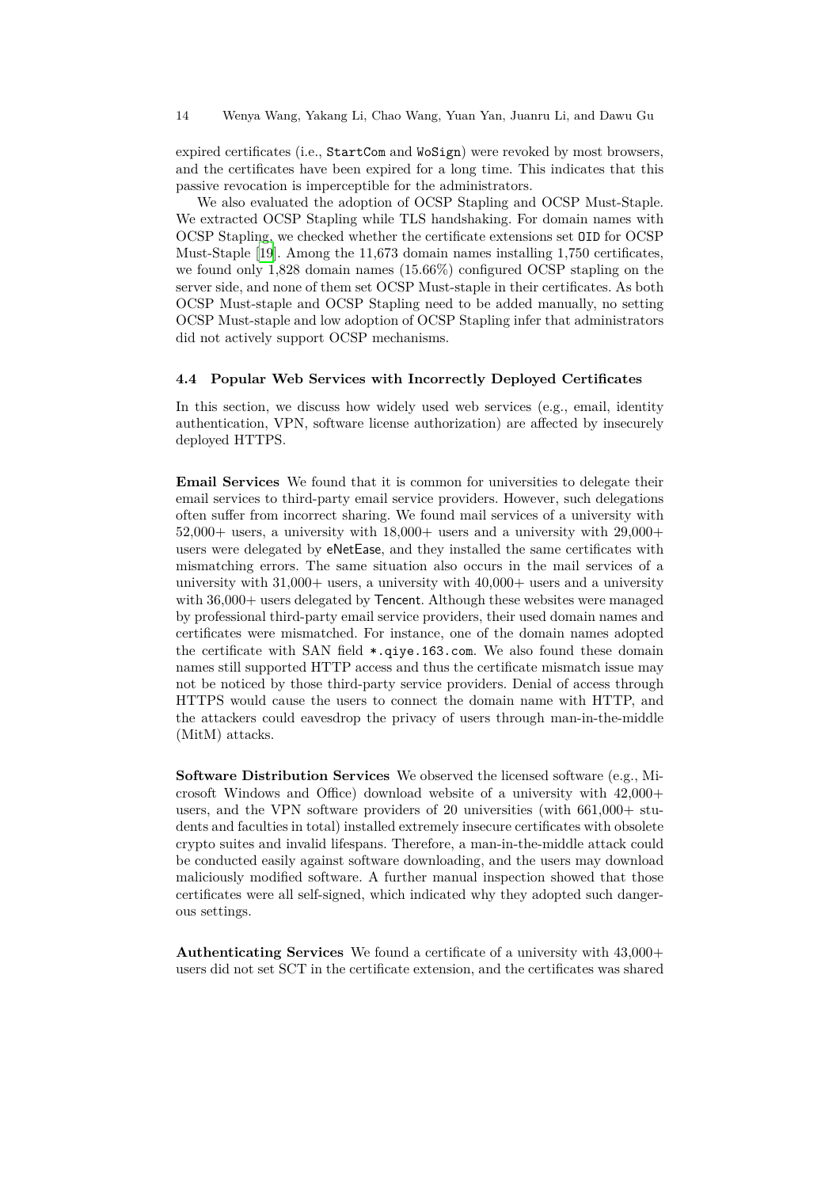expired certificates (i.e., `StartCom` and `WoSign`) were revoked by most browsers, and the certificates have been expired for a long time. This indicates that this passive revocation is imperceptible for the administrators.

We also evaluated the adoption of OCSP Stapling and OCSP Must-Staple. We extracted OCSP Stapling while TLS handshaking. For domain names with OCSP Stapling, we checked whether the certificate extensions set `OID` for OCSP Must-Staple [19]. Among the 11,673 domain names installing 1,750 certificates, we found only 1,828 domain names (15.66%) configured OCSP stapling on the server side, and none of them set OCSP Must-staple in their certificates. As both OCSP Must-staple and OCSP Stapling need to be added manually, no setting OCSP Must-staple and low adoption of OCSP Stapling infer that administrators did not actively support OCSP mechanisms.

### 4.4 Popular Web Services with Incorrectly Deployed Certificates

In this section, we discuss how widely used web services (e.g., email, identity authentication, VPN, software license authorization) are affected by insecurely deployed HTTPS.

**Email Services** We found that it is common for universities to delegate their email services to third-party email service providers. However, such delegations often suffer from incorrect sharing. We found mail services of a university with 52,000+ users, a university with 18,000+ users and a university with 29,000+ users were delegated by eNetEase, and they installed the same certificates with mismatching errors. The same situation also occurs in the mail services of a university with 31,000+ users, a university with 40,000+ users and a university with 36,000+ users delegated by Tencent. Although these websites were managed by professional third-party email service providers, their used domain names and certificates were mismatched. For instance, one of the domain names adopted the certificate with SAN field `*.qiye.163.com`. We also found these domain names still supported HTTP access and thus the certificate mismatch issue may not be noticed by those third-party service providers. Denial of access through HTTPS would cause the users to connect the domain name with HTTP, and the attackers could eavesdrop the privacy of users through man-in-the-middle (MitM) attacks.

**Software Distribution Services** We observed the licensed software (e.g., Microsoft Windows and Office) download website of a university with 42,000+ users, and the VPN software providers of 20 universities (with 661,000+ students and faculties in total) installed extremely insecure certificates with obsolete crypto suites and invalid lifespans. Therefore, a man-in-the-middle attack could be conducted easily against software downloading, and the users may download maliciously modified software. A further manual inspection showed that those certificates were all self-signed, which indicated why they adopted such dangerous settings.

**Authenticating Services** We found a certificate of a university with 43,000+ users did not set SCT in the certificate extension, and the certificates was shared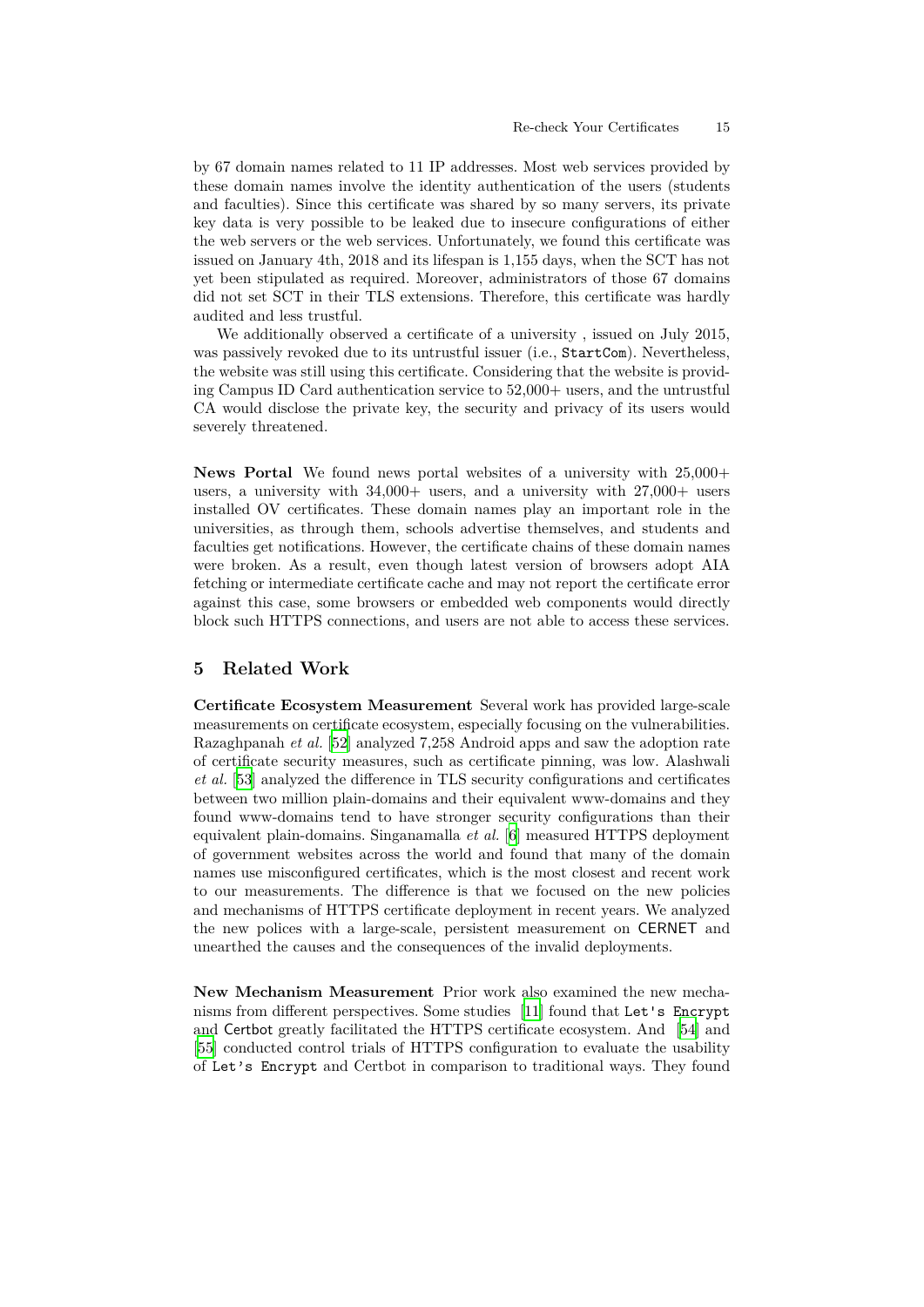by 67 domain names related to 11 IP addresses. Most web services provided by these domain names involve the identity authentication of the users (students and faculties). Since this certificate was shared by so many servers, its private key data is very possible to be leaked due to insecure configurations of either the web servers or the web services. Unfortunately, we found this certificate was issued on January 4th, 2018 and its lifespan is 1,155 days, when the SCT has not yet been stipulated as required. Moreover, administrators of those 67 domains did not set SCT in their TLS extensions. Therefore, this certificate was hardly audited and less trustful.

We additionally observed a certificate of a university , issued on July 2015, was passively revoked due to its untrustful issuer (i.e., `StartCom`). Nevertheless, the website was still using this certificate. Considering that the website is providing Campus ID Card authentication service to 52,000+ users, and the untrustful CA would disclose the private key, the security and privacy of its users would severely threatened.

**News Portal** We found news portal websites of a university with 25,000+ users, a university with 34,000+ users, and a university with 27,000+ users installed OV certificates. These domain names play an important role in the universities, as through them, schools advertise themselves, and students and faculties get notifications. However, the certificate chains of these domain names were broken. As a result, even though latest version of browsers adopt AIA fetching or intermediate certificate cache and may not report the certificate error against this case, some browsers or embedded web components would directly block such HTTPS connections, and users are not able to access these services.

## 5 Related Work

**Certificate Ecosystem Measurement** Several work has provided large-scale measurements on certificate ecosystem, especially focusing on the vulnerabilities. Razaghpanah *et al.* [52] analyzed 7,258 Android apps and saw the adoption rate of certificate security measures, such as certificate pinning, was low. Alashwali *et al.* [53] analyzed the difference in TLS security configurations and certificates between two million plain-domains and their equivalent www-domains and they found www-domains tend to have stronger security configurations than their equivalent plain-domains. Singanamalla *et al.* [6] measured HTTPS deployment of government websites across the world and found that many of the domain names use misconfigured certificates, which is the most closest and recent work to our measurements. The difference is that we focused on the new policies and mechanisms of HTTPS certificate deployment in recent years. We analyzed the new polices with a large-scale, persistent measurement on CERNET and unearthed the causes and the consequences of the invalid deployments.

**New Mechanism Measurement** Prior work also examined the new mechanisms from different perspectives. Some studies [11] found that `Let's Encrypt` and Certbot greatly facilitated the HTTPS certificate ecosystem. And [54] and [55] conducted control trials of HTTPS configuration to evaluate the usability of `Let's Encrypt` and Certbot in comparison to traditional ways. They found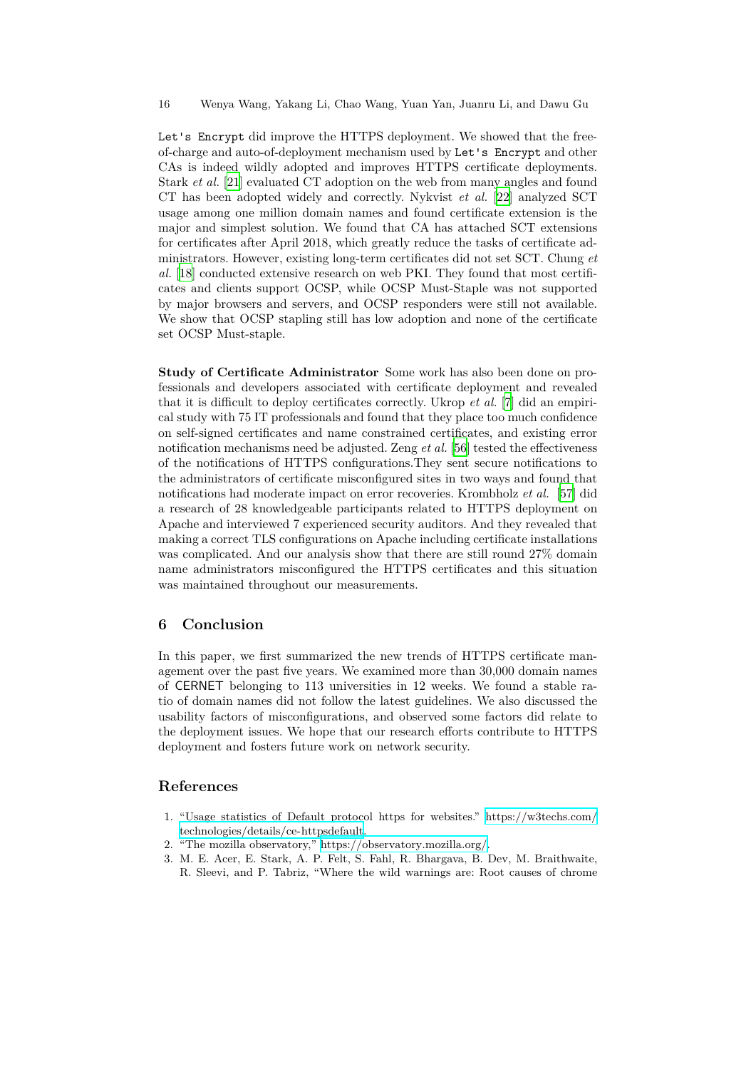Let's Encrypt did improve the HTTPS deployment. We showed that the free-of-charge and auto-of-deployment mechanism used by Let's Encrypt and other CAs is indeed wildly adopted and improves HTTPS certificate deployments. Stark *et al.* [21] evaluated CT adoption on the web from many angles and found CT has been adopted widely and correctly. Nykvist *et al.* [22] analyzed SCT usage among one million domain names and found certificate extension is the major and simplest solution. We found that CA has attached SCT extensions for certificates after April 2018, which greatly reduce the tasks of certificate administrators. However, existing long-term certificates did not set SCT. Chung *et al.* [18] conducted extensive research on web PKI. They found that most certificates and clients support OCSP, while OCSP Must-Staple was not supported by major browsers and servers, and OCSP responders were still not available. We show that OCSP stapling still has low adoption and none of the certificate set OCSP Must-staple.

**Study of Certificate Administrator** Some work has also been done on professionals and developers associated with certificate deployment and revealed that it is difficult to deploy certificates correctly. Ukrop *et al.* [7] did an empirical study with 75 IT professionals and found that they place too much confidence on self-signed certificates and name constrained certificates, and existing error notification mechanisms need be adjusted. Zeng *et al.* [56] tested the effectiveness of the notifications of HTTPS configurations.They sent secure notifications to the administrators of certificate misconfigured sites in two ways and found that notifications had moderate impact on error recoveries. Krombholz *et al.* [57] did a research of 28 knowledgeable participants related to HTTPS deployment on Apache and interviewed 7 experienced security auditors. And they revealed that making a correct TLS configurations on Apache including certificate installations was complicated. And our analysis show that there are still round 27% domain name administrators misconfigured the HTTPS certificates and this situation was maintained throughout our measurements.

## 6 Conclusion

In this paper, we first summarized the new trends of HTTPS certificate management over the past five years. We examined more than 30,000 domain names of CERNET belonging to 113 universities in 12 weeks. We found a stable ratio of domain names did not follow the latest guidelines. We also discussed the usability factors of misconfigurations, and observed some factors did relate to the deployment issues. We hope that our research efforts contribute to HTTPS deployment and fosters future work on network security.

## References

1. "Usage statistics of Default protocol https for websites." https://w3techs.com/technologies/details/ce-httpsdefault.
2. "The mozilla observatory," https://observatory.mozilla.org/.
3. M. E. Acer, E. Stark, A. P. Felt, S. Fahl, R. Bhargava, B. Dev, M. Braithwaite, R. Sleevi, and P. Tabriz, "Where the wild warnings are: Root causes of chrome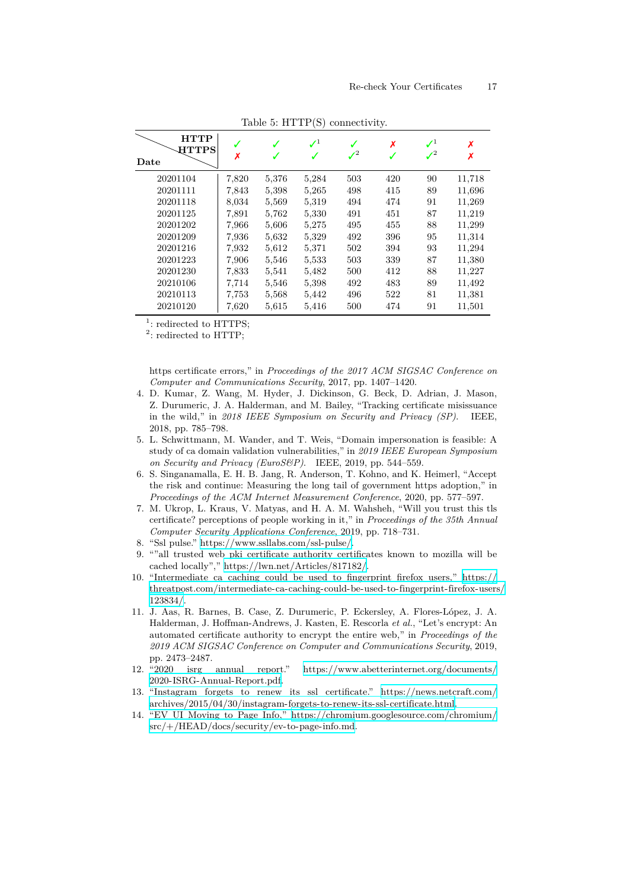Table 5: HTTP(S) connectivity.

| Date \ HTTP / HTTPS | ✓ / ✗ | ✓ / ✓ | ✓[1] / ✓ | ✓ / ✓[2] | ✗ / ✓ | ✓[1] / ✓[2] | ✗ / ✗ |
|---|---|---|---|---|---|---|---|
| 20201104 | 7,820 | 5,376 | 5,284 | 503 | 420 | 90 | 11,718 |
| 20201111 | 7,843 | 5,398 | 5,265 | 498 | 415 | 89 | 11,696 |
| 20201118 | 8,034 | 5,569 | 5,319 | 494 | 474 | 91 | 11,269 |
| 20201125 | 7,891 | 5,762 | 5,330 | 491 | 451 | 87 | 11,219 |
| 20201202 | 7,966 | 5,606 | 5,275 | 495 | 455 | 88 | 11,299 |
| 20201209 | 7,936 | 5,632 | 5,329 | 492 | 396 | 95 | 11,314 |
| 20201216 | 7,932 | 5,612 | 5,371 | 502 | 394 | 93 | 11,294 |
| 20201223 | 7,906 | 5,546 | 5,533 | 503 | 339 | 87 | 11,380 |
| 20201230 | 7,833 | 5,541 | 5,482 | 500 | 412 | 88 | 11,227 |
| 20210106 | 7,714 | 5,546 | 5,398 | 492 | 483 | 89 | 11,492 |
| 20210113 | 7,753 | 5,568 | 5,442 | 496 | 522 | 81 | 11,381 |
| 20210120 | 7,620 | 5,615 | 5,416 | 500 | 474 | 91 | 11,501 |

[1]: redirected to HTTPS;
[2]: redirected to HTTP;

https certificate errors," in *Proceedings of the 2017 ACM SIGSAC Conference on Computer and Communications Security*, 2017, pp. 1407–1420.

4. D. Kumar, Z. Wang, M. Hyder, J. Dickinson, G. Beck, D. Adrian, J. Mason, Z. Durumeric, J. A. Halderman, and M. Bailey, "Tracking certificate misissuance in the wild," in *2018 IEEE Symposium on Security and Privacy (SP)*. IEEE, 2018, pp. 785–798.
5. L. Schwittmann, M. Wander, and T. Weis, "Domain impersonation is feasible: A study of ca domain validation vulnerabilities," in *2019 IEEE European Symposium on Security and Privacy (EuroS&P)*. IEEE, 2019, pp. 544–559.
6. S. Singanamalla, E. H. B. Jang, R. Anderson, T. Kohno, and K. Heimerl, "Accept the risk and continue: Measuring the long tail of government https adoption," in *Proceedings of the ACM Internet Measurement Conference*, 2020, pp. 577–597.
7. M. Ukrop, L. Kraus, V. Matyas, and H. A. M. Wahsheh, "Will you trust this tls certificate? perceptions of people working in it," in *Proceedings of the 35th Annual Computer Security Applications Conference*, 2019, pp. 718–731.
8. "Ssl pulse." https://www.ssllabs.com/ssl-pulse/.
9. ""all trusted web pki certificate authority certificates known to mozilla will be cached locally"," https://lwn.net/Articles/817182/.
10. "Intermediate ca caching could be used to fingerprint firefox users," https://threatpost.com/intermediate-ca-caching-could-be-used-to-fingerprint-firefox-users/123834/.
11. J. Aas, R. Barnes, B. Case, Z. Durumeric, P. Eckersley, A. Flores-López, J. A. Halderman, J. Hoffman-Andrews, J. Kasten, E. Rescorla *et al.*, "Let's encrypt: An automated certificate authority to encrypt the entire web," in *Proceedings of the 2019 ACM SIGSAC Conference on Computer and Communications Security*, 2019, pp. 2473–2487.
12. "2020 isrg annual report." https://www.abetterinternet.org/documents/2020-ISRG-Annual-Report.pdf.
13. "Instagram forgets to renew its ssl certificate." https://news.netcraft.com/archives/2015/04/30/instagram-forgets-to-renew-its-ssl-certificate.html.
14. "EV UI Moving to Page Info," https://chromium.googlesource.com/chromium/src/+/HEAD/docs/security/ev-to-page-info.md.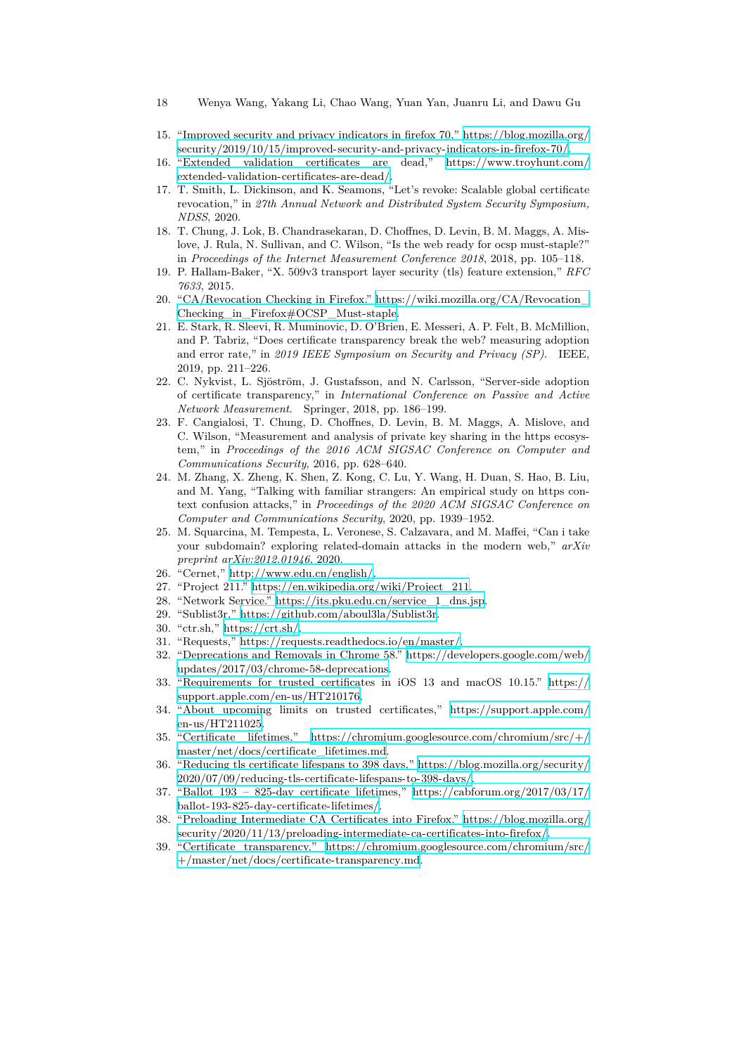15. "Improved security and privacy indicators in firefox 70," https://blog.mozilla.org/security/2019/10/15/improved-security-and-privacy-indicators-in-firefox-70/.
16. "Extended validation certificates are dead," https://www.troyhunt.com/extended-validation-certificates-are-dead/.
17. T. Smith, L. Dickinson, and K. Seamons, "Let's revoke: Scalable global certificate revocation," in *27th Annual Network and Distributed System Security Symposium, NDSS*, 2020.
18. T. Chung, J. Lok, B. Chandrasekaran, D. Choffnes, D. Levin, B. M. Maggs, A. Mislove, J. Rula, N. Sullivan, and C. Wilson, "Is the web ready for ocsp must-staple?" in *Proceedings of the Internet Measurement Conference 2018*, 2018, pp. 105–118.
19. P. Hallam-Baker, "X. 509v3 transport layer security (tls) feature extension," *RFC 7633*, 2015.
20. "CA/Revocation Checking in Firefox," https://wiki.mozilla.org/CA/Revocation_Checking_in_Firefox#OCSP_Must-staple.
21. E. Stark, R. Sleevi, R. Muminovic, D. O'Brien, E. Messeri, A. P. Felt, B. McMillion, and P. Tabriz, "Does certificate transparency break the web? measuring adoption and error rate," in *2019 IEEE Symposium on Security and Privacy (SP)*. IEEE, 2019, pp. 211–226.
22. C. Nykvist, L. Sjöström, J. Gustafsson, and N. Carlsson, "Server-side adoption of certificate transparency," in *International Conference on Passive and Active Network Measurement*. Springer, 2018, pp. 186–199.
23. F. Cangialosi, T. Chung, D. Choffnes, D. Levin, B. M. Maggs, A. Mislove, and C. Wilson, "Measurement and analysis of private key sharing in the https ecosystem," in *Proceedings of the 2016 ACM SIGSAC Conference on Computer and Communications Security*, 2016, pp. 628–640.
24. M. Zhang, X. Zheng, K. Shen, Z. Kong, C. Lu, Y. Wang, H. Duan, S. Hao, B. Liu, and M. Yang, "Talking with familiar strangers: An empirical study on https context confusion attacks," in *Proceedings of the 2020 ACM SIGSAC Conference on Computer and Communications Security*, 2020, pp. 1939–1952.
25. M. Squarcina, M. Tempesta, L. Veronese, S. Calzavara, and M. Maffei, "Can i take your subdomain? exploring related-domain attacks in the modern web," *arXiv preprint arXiv:2012.01946*, 2020.
26. "Cernet," http://www.edu.cn/english/.
27. "Project 211," https://en.wikipedia.org/wiki/Project_211.
28. "Network Service," https://its.pku.edu.cn/service_1_dns.jsp.
29. "Sublist3r," https://github.com/aboul3la/Sublist3r.
30. "ctr.sh," https://crt.sh/.
31. "Requests," https://requests.readthedocs.io/en/master/.
32. "Deprecations and Removals in Chrome 58," https://developers.google.com/web/updates/2017/03/chrome-58-deprecations.
33. "Requirements for trusted certificates in iOS 13 and macOS 10.15," https://support.apple.com/en-us/HT210176.
34. "About upcoming limits on trusted certificates," https://support.apple.com/en-us/HT211025.
35. "Certificate lifetimes," https://chromium.googlesource.com/chromium/src/+/master/net/docs/certificate_lifetimes.md.
36. "Reducing tls certificate lifespans to 398 days," https://blog.mozilla.org/security/2020/07/09/reducing-tls-certificate-lifespans-to-398-days/.
37. "Ballot 193 – 825-day certificate lifetimes," https://cabforum.org/2017/03/17/ballot-193-825-day-certificate-lifetimes/.
38. "Preloading Intermediate CA Certificates into Firefox," https://blog.mozilla.org/security/2020/11/13/preloading-intermediate-ca-certificates-into-firefox/.
39. "Certificate transparency," https://chromium.googlesource.com/chromium/src/+/master/net/docs/certificate-transparency.md.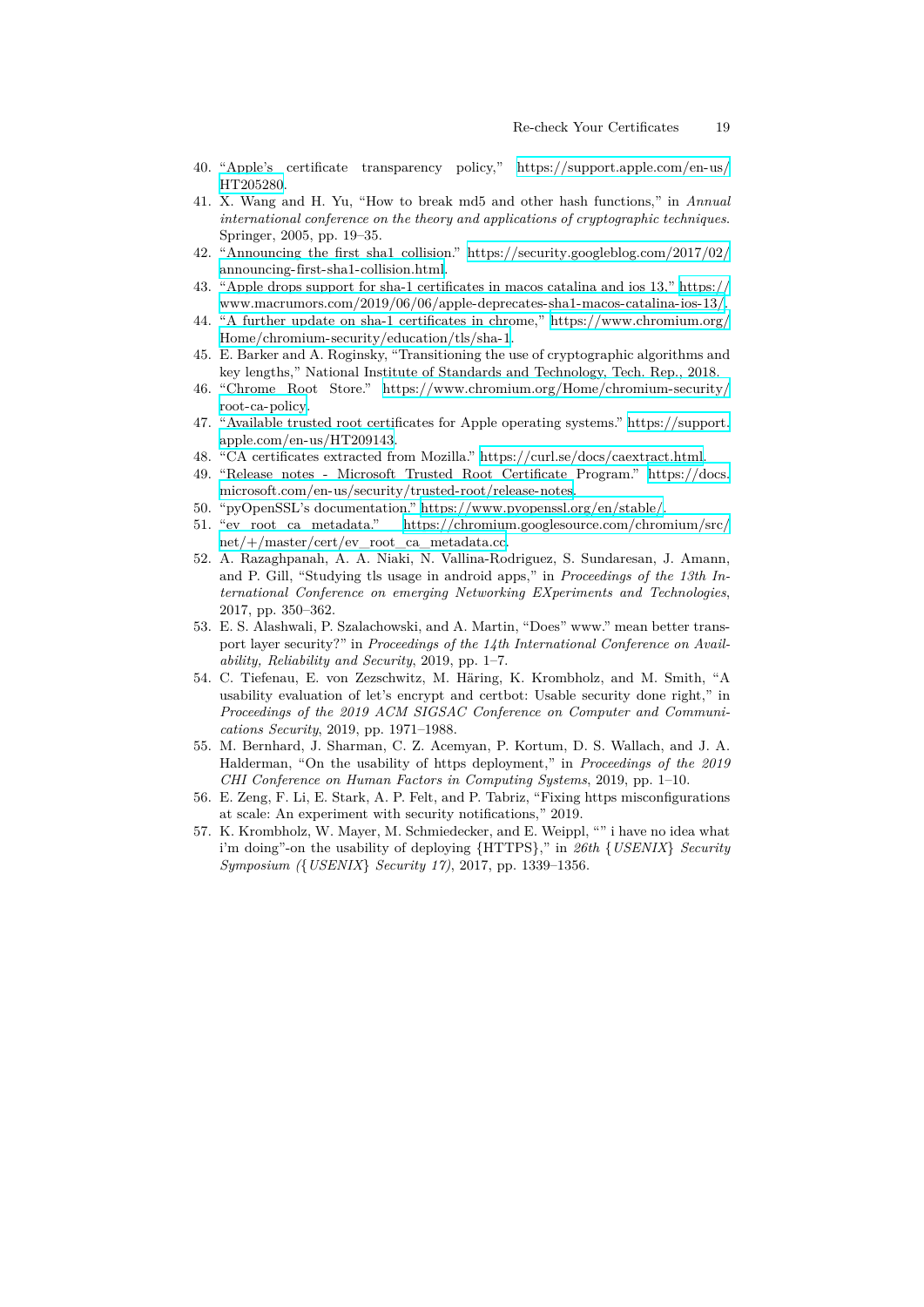40. "Apple's certificate transparency policy," https://support.apple.com/en-us/HT205280.
41. X. Wang and H. Yu, "How to break md5 and other hash functions," in *Annual international conference on the theory and applications of cryptographic techniques*. Springer, 2005, pp. 19–35.
42. "Announcing the first sha1 collision." https://security.googleblog.com/2017/02/announcing-first-sha1-collision.html.
43. "Apple drops support for sha-1 certificates in macos catalina and ios 13," https://www.macrumors.com/2019/06/06/apple-deprecates-sha1-macos-catalina-ios-13/.
44. "A further update on sha-1 certificates in chrome," https://www.chromium.org/Home/chromium-security/education/tls/sha-1.
45. E. Barker and A. Roginsky, "Transitioning the use of cryptographic algorithms and key lengths," National Institute of Standards and Technology, Tech. Rep., 2018.
46. "Chrome Root Store." https://www.chromium.org/Home/chromium-security/root-ca-policy.
47. "Available trusted root certificates for Apple operating systems." https://support.apple.com/en-us/HT209143.
48. "CA certificates extracted from Mozilla." https://curl.se/docs/caextract.html.
49. "Release notes - Microsoft Trusted Root Certificate Program." https://docs.microsoft.com/en-us/security/trusted-root/release-notes.
50. "pyOpenSSL's documentation." https://www.pyopenssl.org/en/stable/.
51. "ev_root_ca_metadata." https://chromium.googlesource.com/chromium/src/net/+/master/cert/ev_root_ca_metadata.cc.
52. A. Razaghpanah, A. A. Niaki, N. Vallina-Rodriguez, S. Sundaresan, J. Amann, and P. Gill, "Studying tls usage in android apps," in *Proceedings of the 13th International Conference on emerging Networking EXperiments and Technologies*, 2017, pp. 350–362.
53. E. S. Alashwali, P. Szalachowski, and A. Martin, "Does" www." mean better transport layer security?" in *Proceedings of the 14th International Conference on Availability, Reliability and Security*, 2019, pp. 1–7.
54. C. Tiefenau, E. von Zezschwitz, M. Häring, K. Krombholz, and M. Smith, "A usability evaluation of let's encrypt and certbot: Usable security done right," in *Proceedings of the 2019 ACM SIGSAC Conference on Computer and Communications Security*, 2019, pp. 1971–1988.
55. M. Bernhard, J. Sharman, C. Z. Acemyan, P. Kortum, D. S. Wallach, and J. A. Halderman, "On the usability of https deployment," in *Proceedings of the 2019 CHI Conference on Human Factors in Computing Systems*, 2019, pp. 1–10.
56. E. Zeng, F. Li, E. Stark, A. P. Felt, and P. Tabriz, "Fixing https misconfigurations at scale: An experiment with security notifications," 2019.
57. K. Krombholz, W. Mayer, M. Schmiedecker, and E. Weippl, "" i have no idea what i'm doing"-on the usability of deploying {HTTPS}," in *26th {USENIX} Security Symposium ({USENIX} Security 17)*, 2017, pp. 1339–1356.